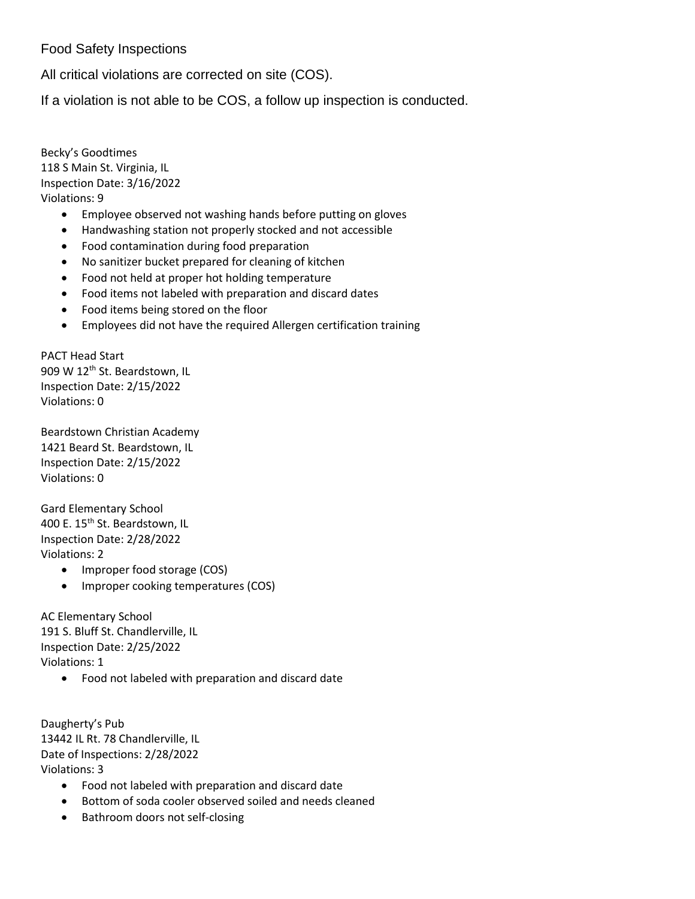# Food Safety Inspections

All critical violations are corrected on site (COS).

If a violation is not able to be COS, a follow up inspection is conducted.

Becky's Goodtimes
118 S Main St. Virginia, IL
Inspection Date: 3/16/2022
Violations: 9

- Employee observed not washing hands before putting on gloves
- Handwashing station not properly stocked and not accessible
- Food contamination during food preparation
- No sanitizer bucket prepared for cleaning of kitchen
- Food not held at proper hot holding temperature
- Food items not labeled with preparation and discard dates
- Food items being stored on the floor
- Employees did not have the required Allergen certification training

PACT Head Start
909 W 12th St. Beardstown, IL
Inspection Date: 2/15/2022
Violations: 0

Beardstown Christian Academy
1421 Beard St. Beardstown, IL
Inspection Date: 2/15/2022
Violations: 0

Gard Elementary School
400 E. 15th St. Beardstown, IL
Inspection Date: 2/28/2022
Violations: 2

- Improper food storage (COS)
- Improper cooking temperatures (COS)

AC Elementary School
191 S. Bluff St. Chandlerville, IL
Inspection Date: 2/25/2022
Violations: 1

- Food not labeled with preparation and discard date

Daugherty's Pub
13442 IL Rt. 78 Chandlerville, IL
Date of Inspections: 2/28/2022
Violations: 3

- Food not labeled with preparation and discard date
- Bottom of soda cooler observed soiled and needs cleaned
- Bathroom doors not self-closing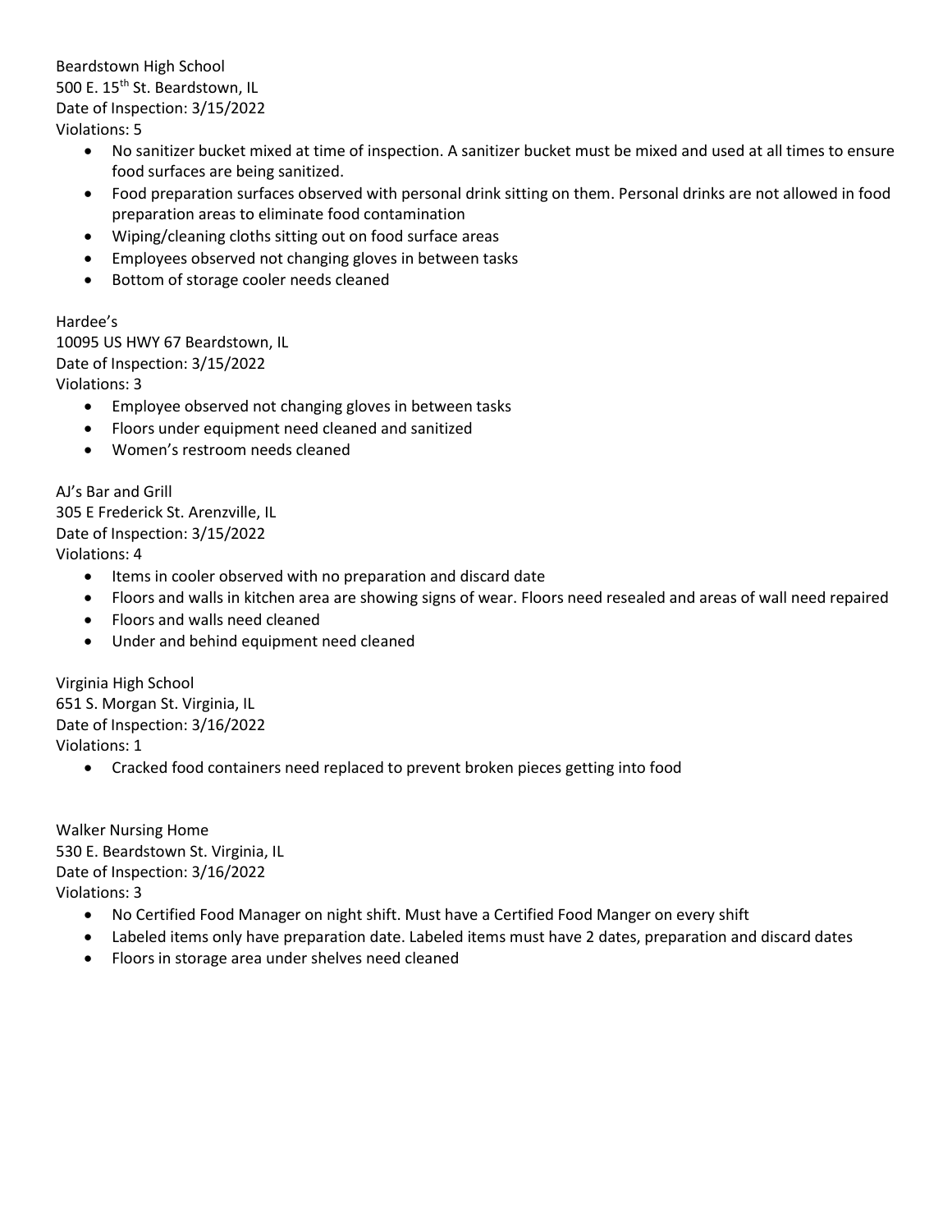Beardstown High School
500 E. 15th St. Beardstown, IL
Date of Inspection: 3/15/2022
Violations: 5

- No sanitizer bucket mixed at time of inspection. A sanitizer bucket must be mixed and used at all times to ensure food surfaces are being sanitized.
- Food preparation surfaces observed with personal drink sitting on them. Personal drinks are not allowed in food preparation areas to eliminate food contamination
- Wiping/cleaning cloths sitting out on food surface areas
- Employees observed not changing gloves in between tasks
- Bottom of storage cooler needs cleaned

Hardee's
10095 US HWY 67 Beardstown, IL
Date of Inspection: 3/15/2022
Violations: 3

- Employee observed not changing gloves in between tasks
- Floors under equipment need cleaned and sanitized
- Women's restroom needs cleaned

AJ's Bar and Grill
305 E Frederick St. Arenzville, IL
Date of Inspection: 3/15/2022
Violations: 4

- Items in cooler observed with no preparation and discard date
- Floors and walls in kitchen area are showing signs of wear. Floors need resealed and areas of wall need repaired
- Floors and walls need cleaned
- Under and behind equipment need cleaned

Virginia High School
651 S. Morgan St. Virginia, IL
Date of Inspection: 3/16/2022
Violations: 1

- Cracked food containers need replaced to prevent broken pieces getting into food

Walker Nursing Home
530 E. Beardstown St. Virginia, IL
Date of Inspection: 3/16/2022
Violations: 3

- No Certified Food Manager on night shift. Must have a Certified Food Manger on every shift
- Labeled items only have preparation date. Labeled items must have 2 dates, preparation and discard dates
- Floors in storage area under shelves need cleaned